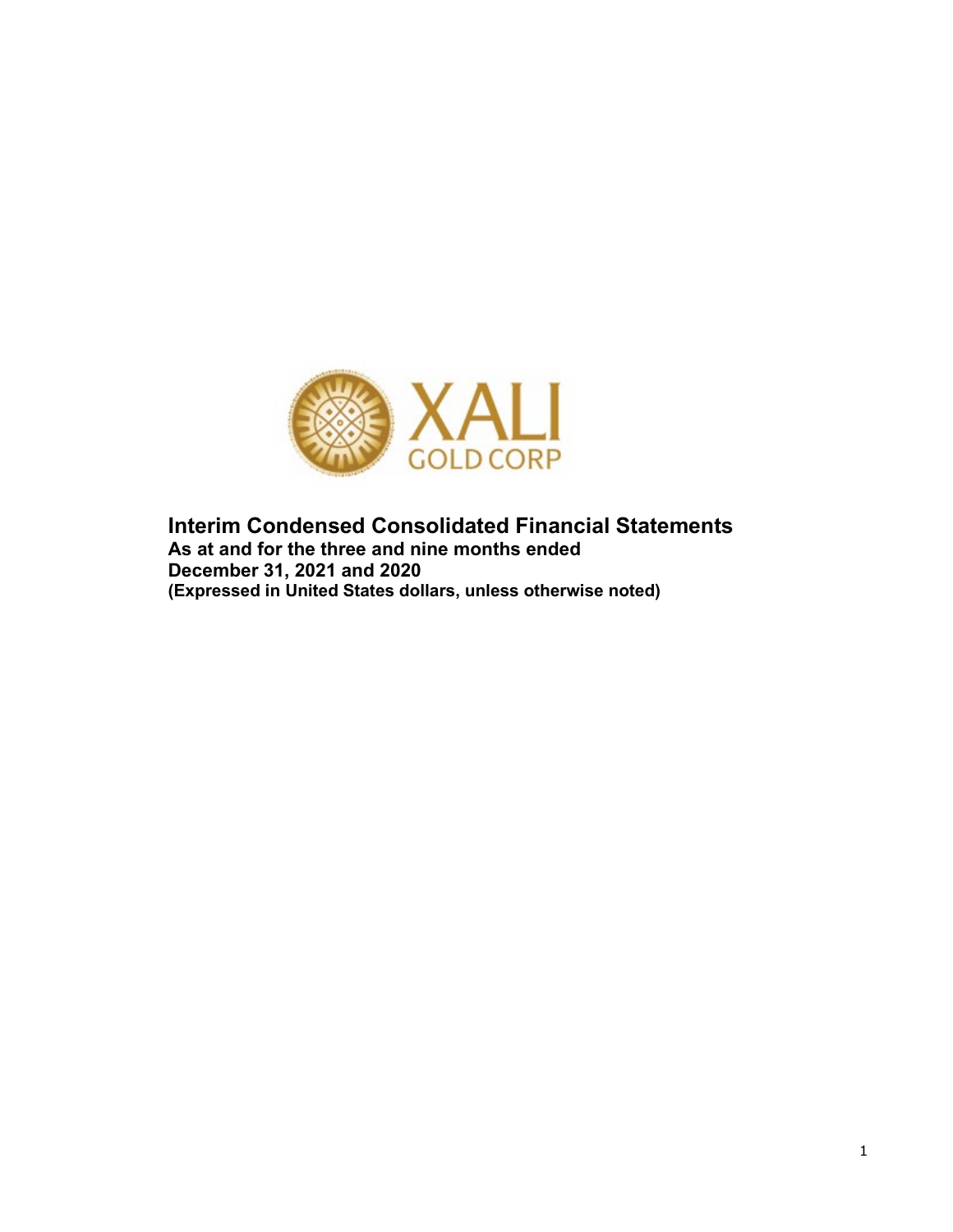XALI GOLD CORP

# Interim Condensed Consolidated Financial Statements

**As at and for the three and nine months ended**
**December 31, 2021 and 2020**
**(Expressed in United States dollars, unless otherwise noted)**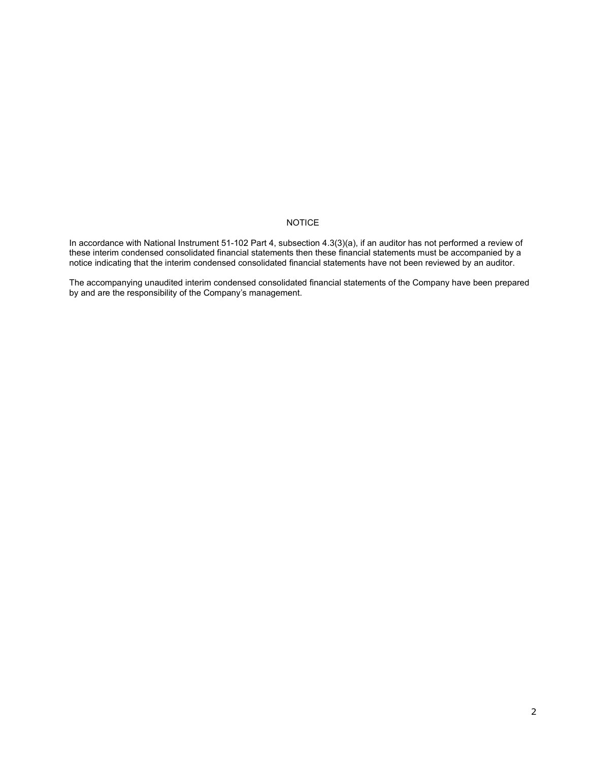# NOTICE

In accordance with National Instrument 51-102 Part 4, subsection 4.3(3)(a), if an auditor has not performed a review of these interim condensed consolidated financial statements then these financial statements must be accompanied by a notice indicating that the interim condensed consolidated financial statements have not been reviewed by an auditor.

The accompanying unaudited interim condensed consolidated financial statements of the Company have been prepared by and are the responsibility of the Company's management.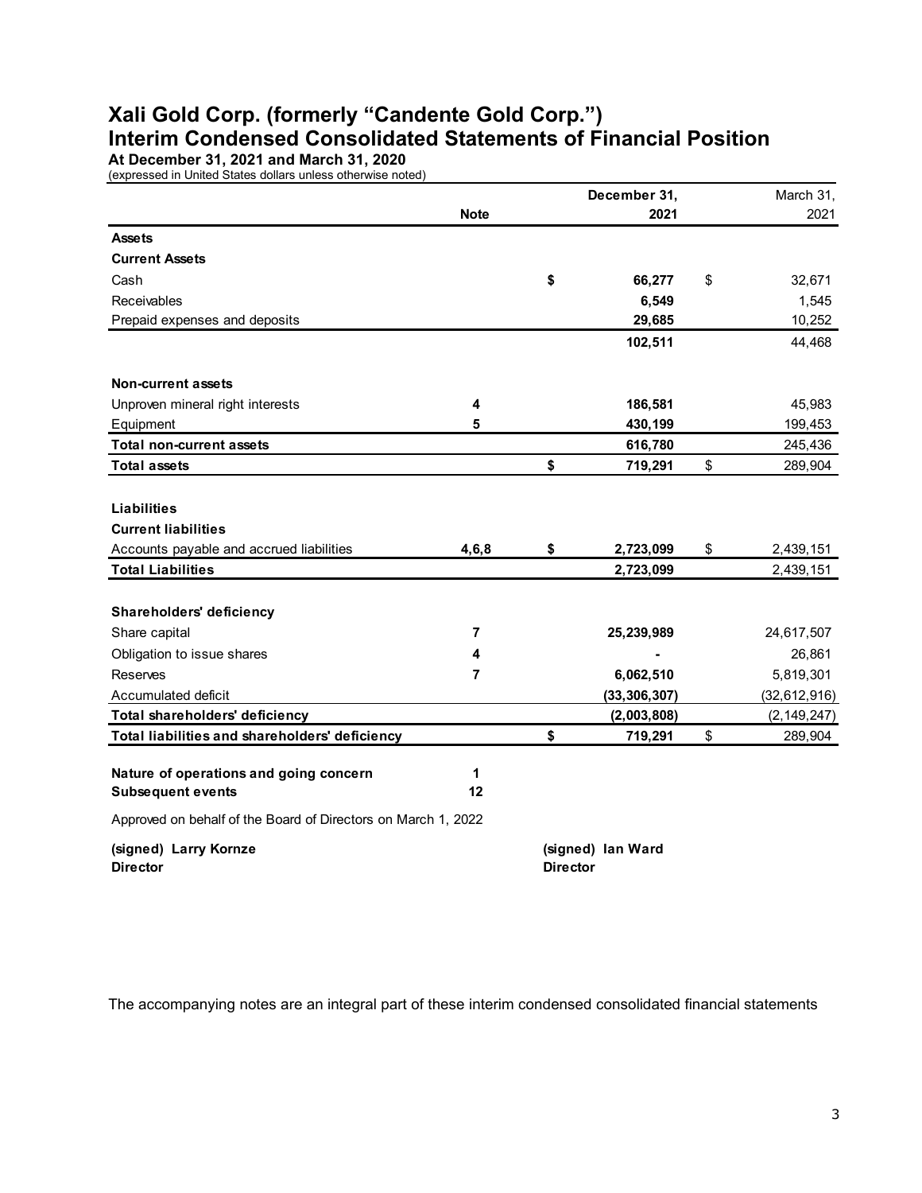# Xali Gold Corp. (formerly "Candente Gold Corp.")
# Interim Condensed Consolidated Statements of Financial Position

**At December 31, 2021 and March 31, 2020**
(expressed in United States dollars unless otherwise noted)

| | Note | December 31, 2021 | March 31, 2021 |
|---|---|---|---|
| **Assets** | | | |
| **Current Assets** | | | |
| Cash | | **$ 66,277** | $ 32,671 |
| Receivables | | **6,549** | 1,545 |
| Prepaid expenses and deposits | | **29,685** | 10,252 |
| | | **102,511** | 44,468 |
| **Non-current assets** | | | |
| Unproven mineral right interests | 4 | **186,581** | 45,983 |
| Equipment | 5 | **430,199** | 199,453 |
| **Total non-current assets** | | **616,780** | 245,436 |
| **Total assets** | | **$ 719,291** | $ 289,904 |
| **Liabilities** | | | |
| **Current liabilities** | | | |
| Accounts payable and accrued liabilities | 4,6,8 | **$ 2,723,099** | $ 2,439,151 |
| **Total Liabilities** | | **2,723,099** | 2,439,151 |
| **Shareholders' deficiency** | | | |
| Share capital | 7 | **25,239,989** | 24,617,507 |
| Obligation to issue shares | 4 | **-** | 26,861 |
| Reserves | 7 | **6,062,510** | 5,819,301 |
| Accumulated deficit | | **(33,306,307)** | (32,612,916) |
| **Total shareholders' deficiency** | | **(2,003,808)** | (2,149,247) |
| **Total liabilities and shareholders' deficiency** | | **$ 719,291** | $ 289,904 |

**Nature of operations and going concern** 1
**Subsequent events** 12

Approved on behalf of the Board of Directors on March 1, 2022

**(signed) Larry Kornze**
**Director**

**(signed) Ian Ward**
**Director**

The accompanying notes are an integral part of these interim condensed consolidated financial statements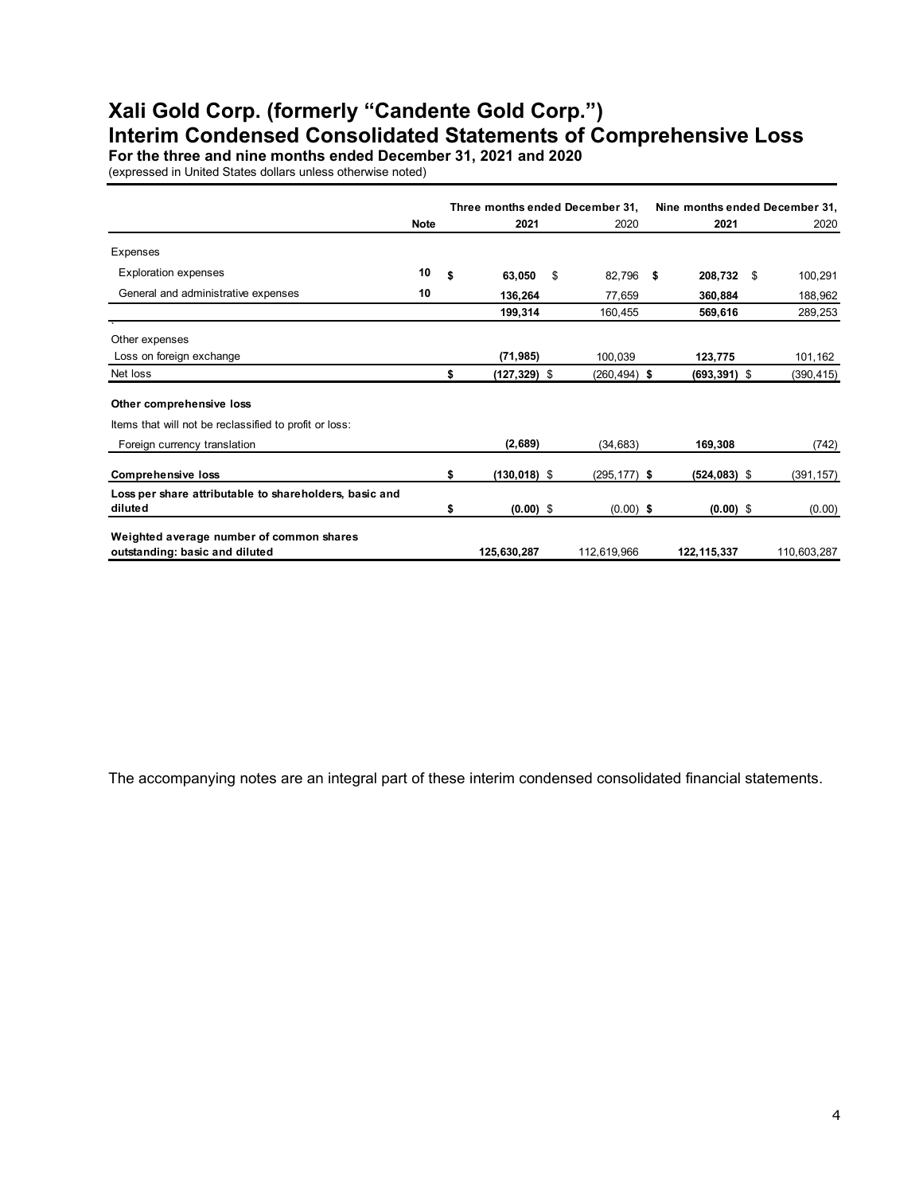# Xali Gold Corp. (formerly "Candente Gold Corp.")
# Interim Condensed Consolidated Statements of Comprehensive Loss

**For the three and nine months ended December 31, 2021 and 2020**
(expressed in United States dollars unless otherwise noted)

| | Note | Three months ended December 31, 2021 | Three months ended December 31, 2020 | Nine months ended December 31, 2021 | Nine months ended December 31, 2020 |
|---|---|---|---|---|---|
| Expenses | | | | | |
| Exploration expenses | 10 | $ 63,050 | $ 82,796 | $ 208,732 | $ 100,291 |
| General and administrative expenses | 10 | 136,264 | 77,659 | 360,884 | 188,962 |
| | | 199,314 | 160,455 | 569,616 | 289,253 |
| Other expenses | | | | | |
| Loss on foreign exchange | | (71,985) | 100,039 | 123,775 | 101,162 |
| Net loss | | $ (127,329) | $ (260,494) | $ (693,391) | $ (390,415) |
| **Other comprehensive loss** | | | | | |
| Items that will not be reclassified to profit or loss: | | | | | |
| Foreign currency translation | | (2,689) | (34,683) | 169,308 | (742) |
| **Comprehensive loss** | | $ (130,018) | $ (295,177) | $ (524,083) | $ (391,157) |
| **Loss per share attributable to shareholders, basic and diluted** | | $ (0.00) | $ (0.00) | $ (0.00) | $ (0.00) |
| **Weighted average number of common shares outstanding: basic and diluted** | | 125,630,287 | 112,619,966 | 122,115,337 | 110,603,287 |

The accompanying notes are an integral part of these interim condensed consolidated financial statements.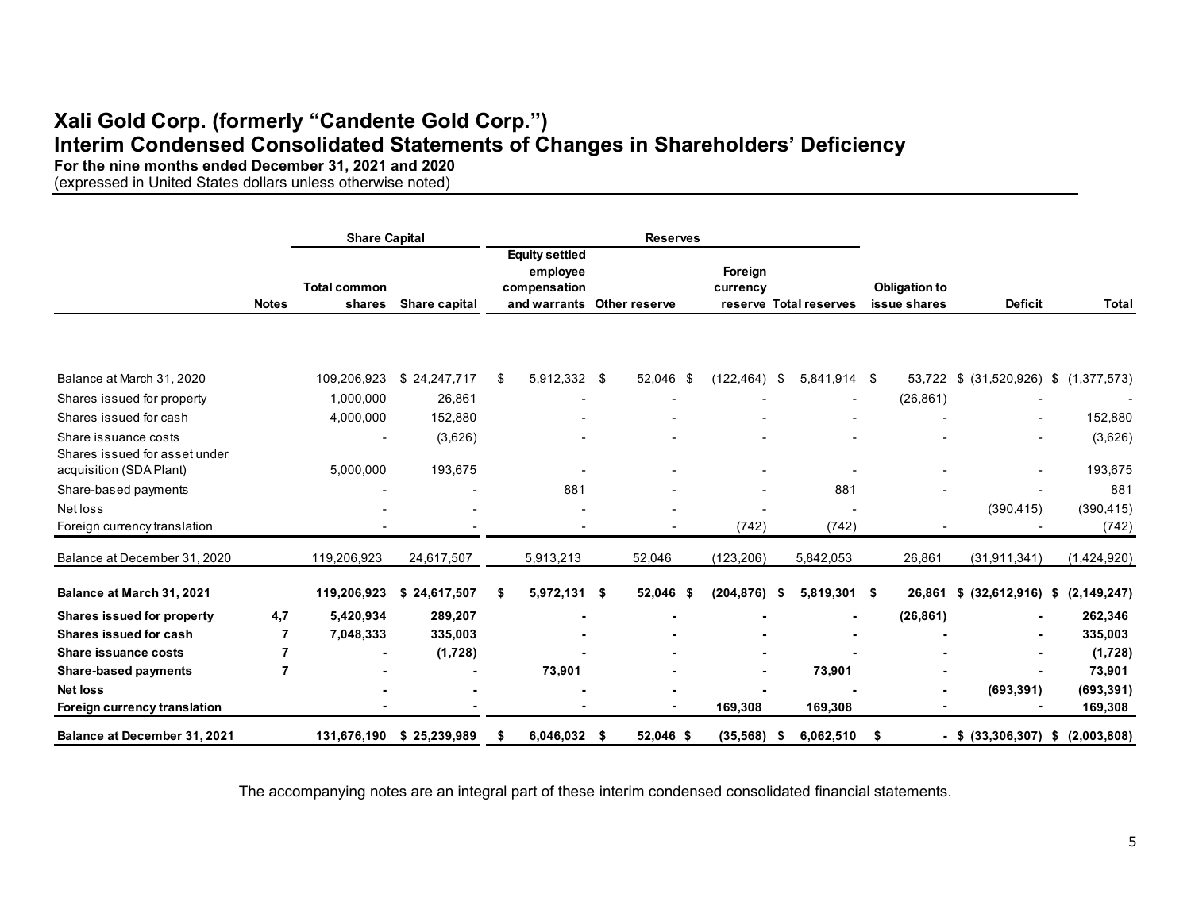# Xali Gold Corp. (formerly "Candente Gold Corp.")
## Interim Condensed Consolidated Statements of Changes in Shareholders' Deficiency

**For the nine months ended December 31, 2021 and 2020**
(expressed in United States dollars unless otherwise noted)

| | | Share Capital | | Reserves | | | | | | |
|---|---|---|---|---|---|---|---|---|---|---|
| | Notes | Total common shares | Share capital | Equity settled employee compensation and warrants | Other reserve | Foreign currency reserve | Total reserves | Obligation to issue shares | Deficit | Total |
| Balance at March 31, 2020 | | 109,206,923 | $ 24,247,717 | $ 5,912,332 | $ 52,046 | $ (122,464) | $ 5,841,914 | $ 53,722 | $ (31,520,926) | $ (1,377,573) |
| Shares issued for property | | 1,000,000 | 26,861 | - | - | - | - | (26,861) | - | - |
| Shares issued for cash | | 4,000,000 | 152,880 | - | - | - | - | - | - | 152,880 |
| Share issuance costs | | - | (3,626) | - | - | - | - | - | - | (3,626) |
| Shares issued for asset under acquisition (SDA Plant) | | 5,000,000 | 193,675 | - | - | - | - | - | - | 193,675 |
| Share-based payments | | - | - | 881 | - | - | 881 | - | - | 881 |
| Net loss | | - | - | - | - | - | - | - | (390,415) | (390,415) |
| Foreign currency translation | | - | - | - | - | (742) | (742) | - | - | (742) |
| Balance at December 31, 2020 | | 119,206,923 | 24,617,507 | 5,913,213 | 52,046 | (123,206) | 5,842,053 | 26,861 | (31,911,341) | (1,424,920) |
| **Balance at March 31, 2021** | | **119,206,923** | **$ 24,617,507** | **$ 5,972,131** | **$ 52,046** | **$ (204,876)** | **$ 5,819,301** | **$ 26,861** | **$ (32,612,916)** | **$ (2,149,247)** |
| **Shares issued for property** | **4,7** | **5,420,934** | **289,207** | **-** | **-** | **-** | **-** | **(26,861)** | **-** | **262,346** |
| **Shares issued for cash** | **7** | **7,048,333** | **335,003** | **-** | **-** | **-** | **-** | **-** | **-** | **335,003** |
| **Share issuance costs** | **7** | **-** | **(1,728)** | **-** | **-** | **-** | **-** | **-** | **-** | **(1,728)** |
| **Share-based payments** | **7** | **-** | **-** | **73,901** | **-** | **-** | **73,901** | **-** | **-** | **73,901** |
| **Net loss** | | **-** | **-** | **-** | **-** | **-** | **-** | **-** | **(693,391)** | **(693,391)** |
| **Foreign currency translation** | | **-** | **-** | **-** | **-** | **169,308** | **169,308** | **-** | **-** | **169,308** |
| **Balance at December 31, 2021** | | **131,676,190** | **$ 25,239,989** | **$ 6,046,032** | **$ 52,046** | **$ (35,568)** | **$ 6,062,510** | **$ -** | **$ (33,306,307)** | **$ (2,003,808)** |

The accompanying notes are an integral part of these interim condensed consolidated financial statements.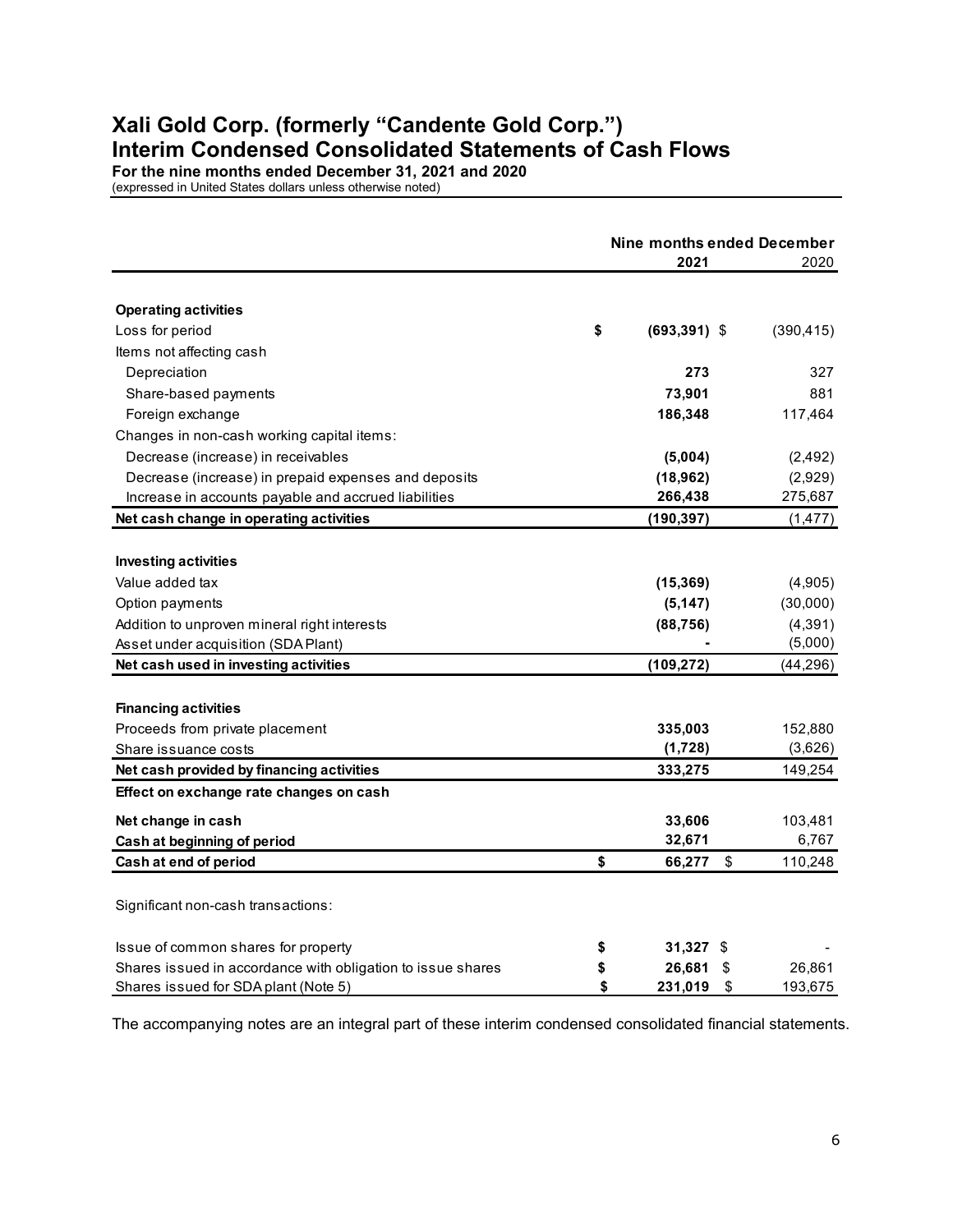# Xali Gold Corp. (formerly "Candente Gold Corp.")
# Interim Condensed Consolidated Statements of Cash Flows

**For the nine months ended December 31, 2021 and 2020**
(expressed in United States dollars unless otherwise noted)

| | Nine months ended December | |
|---|---|---|
| | **2021** | 2020 |
| **Operating activities** | | |
| Loss for period | **$ (693,391)** | $ (390,415) |
| Items not affecting cash | | |
| Depreciation | **273** | 327 |
| Share-based payments | **73,901** | 881 |
| Foreign exchange | **186,348** | 117,464 |
| Changes in non-cash working capital items: | | |
| Decrease (increase) in receivables | **(5,004)** | (2,492) |
| Decrease (increase) in prepaid expenses and deposits | **(18,962)** | (2,929) |
| Increase in accounts payable and accrued liabilities | **266,438** | 275,687 |
| **Net cash change in operating activities** | **(190,397)** | (1,477) |
| **Investing activities** | | |
| Value added tax | **(15,369)** | (4,905) |
| Option payments | **(5,147)** | (30,000) |
| Addition to unproven mineral right interests | **(88,756)** | (4,391) |
| Asset under acquisition (SDA Plant) | **-** | (5,000) |
| **Net cash used in investing activities** | **(109,272)** | (44,296) |
| **Financing activities** | | |
| Proceeds from private placement | **335,003** | 152,880 |
| Share issuance costs | **(1,728)** | (3,626) |
| **Net cash provided by financing activities** | **333,275** | 149,254 |
| **Effect on exchange rate changes on cash** | | |
| **Net change in cash** | **33,606** | 103,481 |
| **Cash at beginning of period** | **32,671** | 6,767 |
| **Cash at end of period** | **$ 66,277** | $ 110,248 |

Significant non-cash transactions:

| | | |
|---|---|---|
| Issue of common shares for property | **$ 31,327** | $ - |
| Shares issued in accordance with obligation to issue shares | **$ 26,681** | $ 26,861 |
| Shares issued for SDA plant (Note 5) | **$ 231,019** | $ 193,675 |

The accompanying notes are an integral part of these interim condensed consolidated financial statements.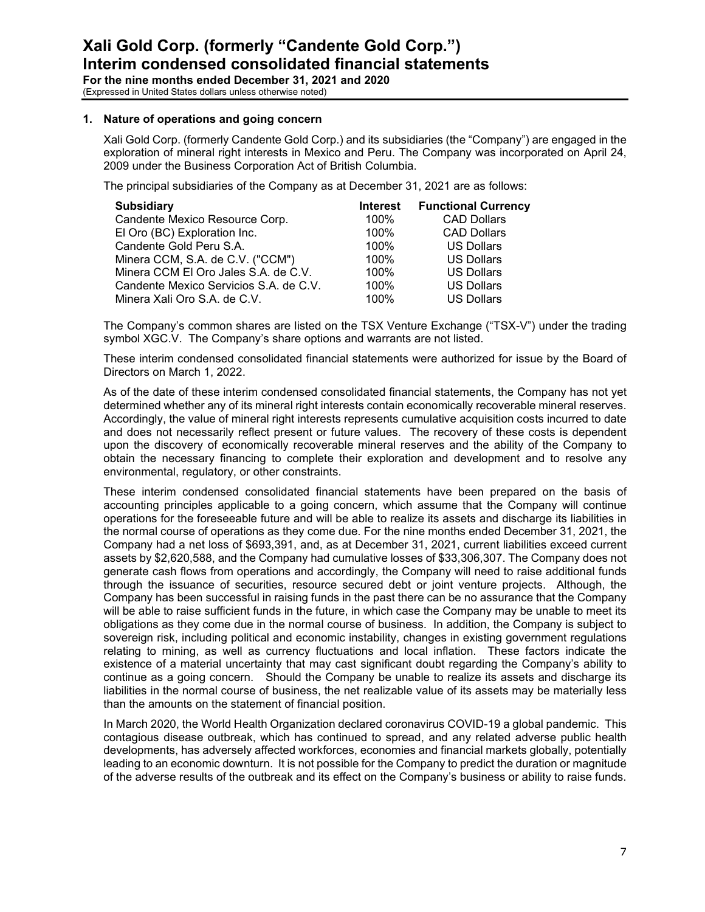## 1. Nature of operations and going concern

Xali Gold Corp. (formerly Candente Gold Corp.) and its subsidiaries (the "Company") are engaged in the exploration of mineral right interests in Mexico and Peru. The Company was incorporated on April 24, 2009 under the Business Corporation Act of British Columbia.

The principal subsidiaries of the Company as at December 31, 2021 are as follows:

| Subsidiary | Interest | Functional Currency |
|---|---|---|
| Candente Mexico Resource Corp. | 100% | CAD Dollars |
| El Oro (BC) Exploration Inc. | 100% | CAD Dollars |
| Candente Gold Peru S.A. | 100% | US Dollars |
| Minera CCM, S.A. de C.V. ("CCM") | 100% | US Dollars |
| Minera CCM El Oro Jales S.A. de C.V. | 100% | US Dollars |
| Candente Mexico Servicios S.A. de C.V. | 100% | US Dollars |
| Minera Xali Oro S.A. de C.V. | 100% | US Dollars |

The Company's common shares are listed on the TSX Venture Exchange ("TSX-V") under the trading symbol XGC.V. The Company's share options and warrants are not listed.

These interim condensed consolidated financial statements were authorized for issue by the Board of Directors on March 1, 2022.

As of the date of these interim condensed consolidated financial statements, the Company has not yet determined whether any of its mineral right interests contain economically recoverable mineral reserves. Accordingly, the value of mineral right interests represents cumulative acquisition costs incurred to date and does not necessarily reflect present or future values. The recovery of these costs is dependent upon the discovery of economically recoverable mineral reserves and the ability of the Company to obtain the necessary financing to complete their exploration and development and to resolve any environmental, regulatory, or other constraints.

These interim condensed consolidated financial statements have been prepared on the basis of accounting principles applicable to a going concern, which assume that the Company will continue operations for the foreseeable future and will be able to realize its assets and discharge its liabilities in the normal course of operations as they come due. For the nine months ended December 31, 2021, the Company had a net loss of $693,391, and, as at December 31, 2021, current liabilities exceed current assets by $2,620,588, and the Company had cumulative losses of $33,306,307. The Company does not generate cash flows from operations and accordingly, the Company will need to raise additional funds through the issuance of securities, resource secured debt or joint venture projects. Although, the Company has been successful in raising funds in the past there can be no assurance that the Company will be able to raise sufficient funds in the future, in which case the Company may be unable to meet its obligations as they come due in the normal course of business. In addition, the Company is subject to sovereign risk, including political and economic instability, changes in existing government regulations relating to mining, as well as currency fluctuations and local inflation. These factors indicate the existence of a material uncertainty that may cast significant doubt regarding the Company's ability to continue as a going concern. Should the Company be unable to realize its assets and discharge its liabilities in the normal course of business, the net realizable value of its assets may be materially less than the amounts on the statement of financial position.

In March 2020, the World Health Organization declared coronavirus COVID-19 a global pandemic. This contagious disease outbreak, which has continued to spread, and any related adverse public health developments, has adversely affected workforces, economies and financial markets globally, potentially leading to an economic downturn. It is not possible for the Company to predict the duration or magnitude of the adverse results of the outbreak and its effect on the Company's business or ability to raise funds.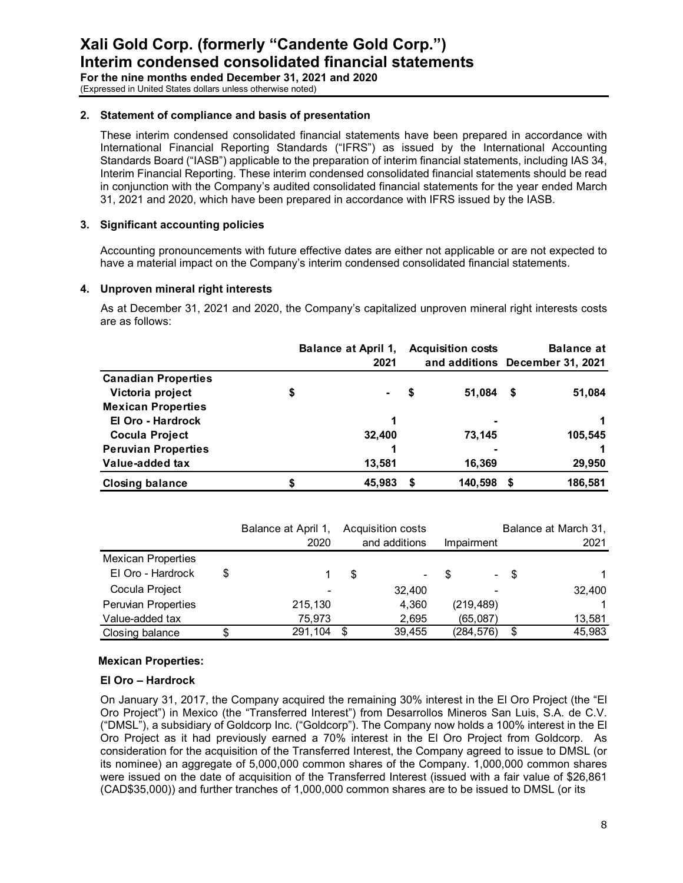# Xali Gold Corp. (formerly "Candente Gold Corp.")
# Interim condensed consolidated financial statements

**For the nine months ended December 31, 2021 and 2020**
(Expressed in United States dollars unless otherwise noted)

## 2. Statement of compliance and basis of presentation

These interim condensed consolidated financial statements have been prepared in accordance with International Financial Reporting Standards ("IFRS") as issued by the International Accounting Standards Board ("IASB") applicable to the preparation of interim financial statements, including IAS 34, Interim Financial Reporting. These interim condensed consolidated financial statements should be read in conjunction with the Company's audited consolidated financial statements for the year ended March 31, 2021 and 2020, which have been prepared in accordance with IFRS issued by the IASB.

## 3. Significant accounting policies

Accounting pronouncements with future effective dates are either not applicable or are not expected to have a material impact on the Company's interim condensed consolidated financial statements.

## 4. Unproven mineral right interests

As at December 31, 2021 and 2020, the Company's capitalized unproven mineral right interests costs are as follows:

| | Balance at April 1, 2021 | Acquisition costs and additions | Balance at December 31, 2021 |
|---|---|---|---|
| **Canadian Properties** | | | |
| **Victoria project** | $ - | $ 51,084 | $ 51,084 |
| **Mexican Properties** | | | |
| **El Oro - Hardrock** | 1 | - | 1 |
| **Cocula Project** | 32,400 | 73,145 | 105,545 |
| **Peruvian Properties** | 1 | - | 1 |
| **Value-added tax** | 13,581 | 16,369 | 29,950 |
| **Closing balance** | $ 45,983 | $ 140,598 | $ 186,581 |

| | Balance at April 1, 2020 | Acquisition costs and additions | Impairment | Balance at March 31, 2021 |
|---|---|---|---|---|
| Mexican Properties | | | | |
| El Oro - Hardrock | $ 1 | $ - | $ - | $ 1 |
| Cocula Project | - | 32,400 | - | 32,400 |
| Peruvian Properties | 215,130 | 4,360 | (219,489) | 1 |
| Value-added tax | 75,973 | 2,695 | (65,087) | 13,581 |
| Closing balance | $ 291,104 | $ 39,455 | (284,576) | $ 45,983 |

**Mexican Properties:**

**El Oro – Hardrock**

On January 31, 2017, the Company acquired the remaining 30% interest in the El Oro Project (the "El Oro Project") in Mexico (the "Transferred Interest") from Desarrollos Mineros San Luis, S.A. de C.V. ("DMSL"), a subsidiary of Goldcorp Inc. ("Goldcorp"). The Company now holds a 100% interest in the El Oro Project as it had previously earned a 70% interest in the El Oro Project from Goldcorp. As consideration for the acquisition of the Transferred Interest, the Company agreed to issue to DMSL (or its nominee) an aggregate of 5,000,000 common shares of the Company. 1,000,000 common shares were issued on the date of acquisition of the Transferred Interest (issued with a fair value of $26,861 (CAD$35,000)) and further tranches of 1,000,000 common shares are to be issued to DMSL (or its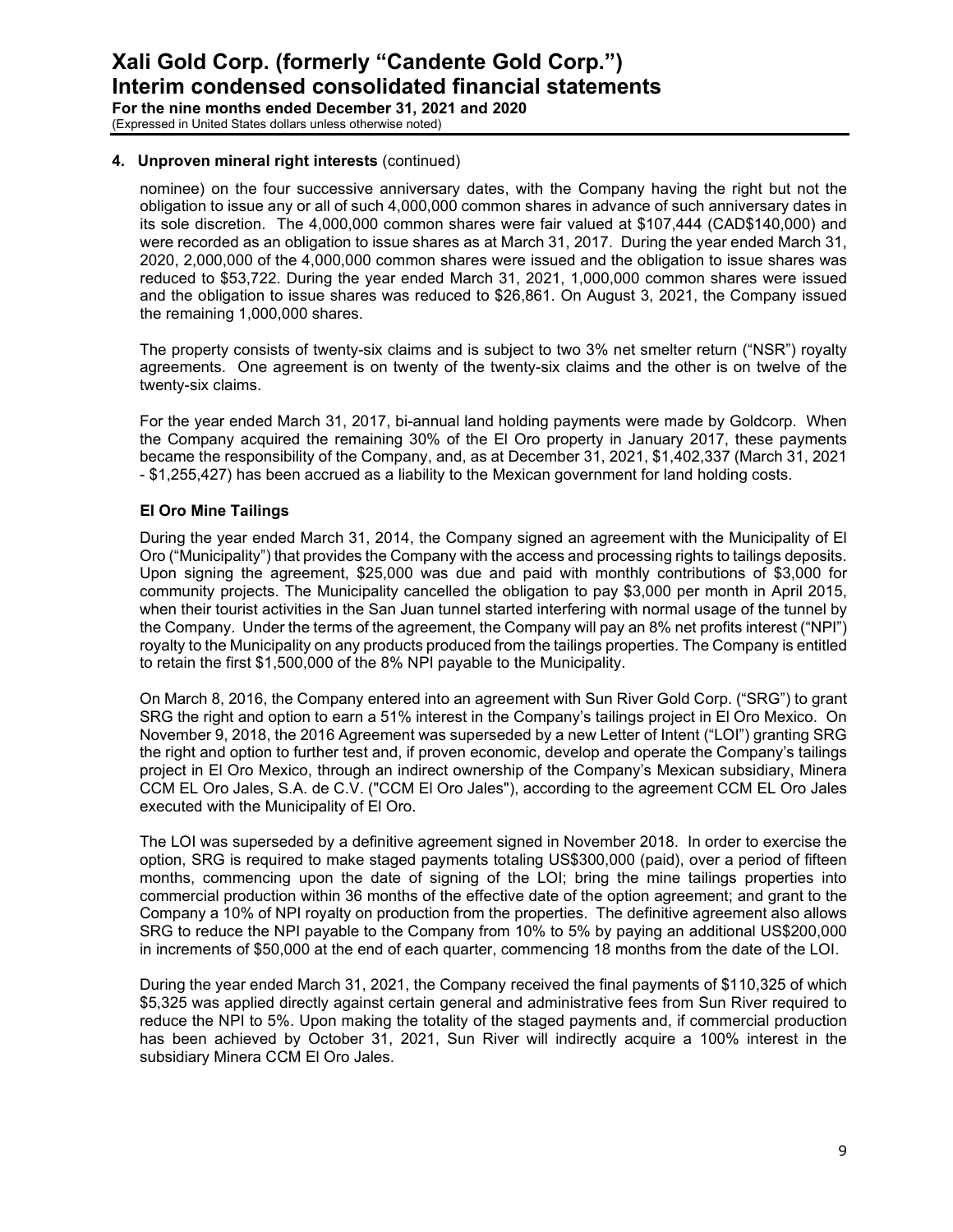## 4. Unproven mineral right interests (continued)

nominee) on the four successive anniversary dates, with the Company having the right but not the obligation to issue any or all of such 4,000,000 common shares in advance of such anniversary dates in its sole discretion. The 4,000,000 common shares were fair valued at $107,444 (CAD$140,000) and were recorded as an obligation to issue shares as at March 31, 2017. During the year ended March 31, 2020, 2,000,000 of the 4,000,000 common shares were issued and the obligation to issue shares was reduced to $53,722. During the year ended March 31, 2021, 1,000,000 common shares were issued and the obligation to issue shares was reduced to $26,861. On August 3, 2021, the Company issued the remaining 1,000,000 shares.

The property consists of twenty-six claims and is subject to two 3% net smelter return ("NSR") royalty agreements. One agreement is on twenty of the twenty-six claims and the other is on twelve of the twenty-six claims.

For the year ended March 31, 2017, bi-annual land holding payments were made by Goldcorp. When the Company acquired the remaining 30% of the El Oro property in January 2017, these payments became the responsibility of the Company, and, as at December 31, 2021, $1,402,337 (March 31, 2021 - $1,255,427) has been accrued as a liability to the Mexican government for land holding costs.

### El Oro Mine Tailings

During the year ended March 31, 2014, the Company signed an agreement with the Municipality of El Oro ("Municipality") that provides the Company with the access and processing rights to tailings deposits. Upon signing the agreement, $25,000 was due and paid with monthly contributions of $3,000 for community projects. The Municipality cancelled the obligation to pay $3,000 per month in April 2015, when their tourist activities in the San Juan tunnel started interfering with normal usage of the tunnel by the Company. Under the terms of the agreement, the Company will pay an 8% net profits interest ("NPI") royalty to the Municipality on any products produced from the tailings properties. The Company is entitled to retain the first $1,500,000 of the 8% NPI payable to the Municipality.

On March 8, 2016, the Company entered into an agreement with Sun River Gold Corp. ("SRG") to grant SRG the right and option to earn a 51% interest in the Company's tailings project in El Oro Mexico. On November 9, 2018, the 2016 Agreement was superseded by a new Letter of Intent ("LOI") granting SRG the right and option to further test and, if proven economic, develop and operate the Company's tailings project in El Oro Mexico, through an indirect ownership of the Company's Mexican subsidiary, Minera CCM EL Oro Jales, S.A. de C.V. ("CCM El Oro Jales"), according to the agreement CCM EL Oro Jales executed with the Municipality of El Oro.

The LOI was superseded by a definitive agreement signed in November 2018. In order to exercise the option, SRG is required to make staged payments totaling US$300,000 (paid), over a period of fifteen months, commencing upon the date of signing of the LOI; bring the mine tailings properties into commercial production within 36 months of the effective date of the option agreement; and grant to the Company a 10% of NPI royalty on production from the properties. The definitive agreement also allows SRG to reduce the NPI payable to the Company from 10% to 5% by paying an additional US$200,000 in increments of $50,000 at the end of each quarter, commencing 18 months from the date of the LOI.

During the year ended March 31, 2021, the Company received the final payments of $110,325 of which $5,325 was applied directly against certain general and administrative fees from Sun River required to reduce the NPI to 5%. Upon making the totality of the staged payments and, if commercial production has been achieved by October 31, 2021, Sun River will indirectly acquire a 100% interest in the subsidiary Minera CCM El Oro Jales.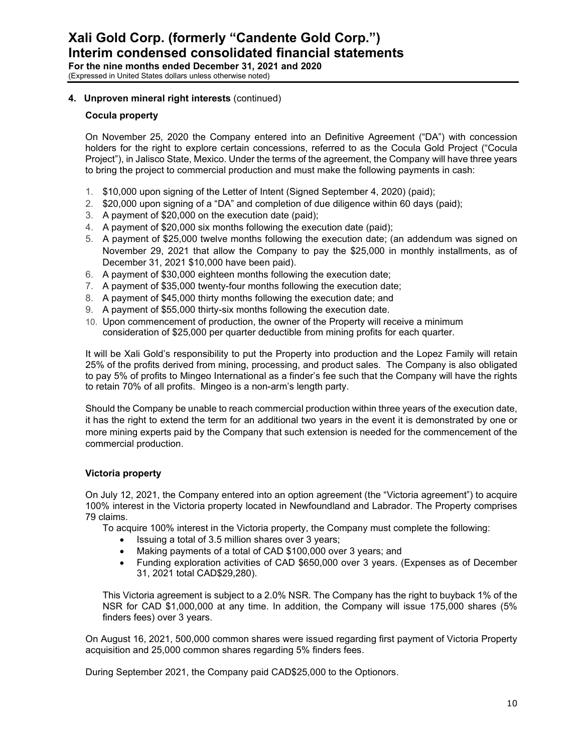## 4. Unproven mineral right interests (continued)

### Cocula property

On November 25, 2020 the Company entered into an Definitive Agreement ("DA") with concession holders for the right to explore certain concessions, referred to as the Cocula Gold Project ("Cocula Project"), in Jalisco State, Mexico. Under the terms of the agreement, the Company will have three years to bring the project to commercial production and must make the following payments in cash:

1. $10,000 upon signing of the Letter of Intent (Signed September 4, 2020) (paid);
2. $20,000 upon signing of a "DA" and completion of due diligence within 60 days (paid);
3. A payment of $20,000 on the execution date (paid);
4. A payment of $20,000 six months following the execution date (paid);
5. A payment of $25,000 twelve months following the execution date; (an addendum was signed on November 29, 2021 that allow the Company to pay the $25,000 in monthly installments, as of December 31, 2021 $10,000 have been paid).
6. A payment of $30,000 eighteen months following the execution date;
7. A payment of $35,000 twenty-four months following the execution date;
8. A payment of $45,000 thirty months following the execution date; and
9. A payment of $55,000 thirty-six months following the execution date.
10. Upon commencement of production, the owner of the Property will receive a minimum consideration of $25,000 per quarter deductible from mining profits for each quarter.

It will be Xali Gold's responsibility to put the Property into production and the Lopez Family will retain 25% of the profits derived from mining, processing, and product sales. The Company is also obligated to pay 5% of profits to Mingeo International as a finder's fee such that the Company will have the rights to retain 70% of all profits. Mingeo is a non-arm's length party.

Should the Company be unable to reach commercial production within three years of the execution date, it has the right to extend the term for an additional two years in the event it is demonstrated by one or more mining experts paid by the Company that such extension is needed for the commencement of the commercial production.

### Victoria property

On July 12, 2021, the Company entered into an option agreement (the "Victoria agreement") to acquire 100% interest in the Victoria property located in Newfoundland and Labrador. The Property comprises 79 claims.

To acquire 100% interest in the Victoria property, the Company must complete the following:

- Issuing a total of 3.5 million shares over 3 years;
- Making payments of a total of CAD $100,000 over 3 years; and
- Funding exploration activities of CAD $650,000 over 3 years. (Expenses as of December 31, 2021 total CAD$29,280).

This Victoria agreement is subject to a 2.0% NSR. The Company has the right to buyback 1% of the NSR for CAD $1,000,000 at any time. In addition, the Company will issue 175,000 shares (5% finders fees) over 3 years.

On August 16, 2021, 500,000 common shares were issued regarding first payment of Victoria Property acquisition and 25,000 common shares regarding 5% finders fees.

During September 2021, the Company paid CAD$25,000 to the Optionors.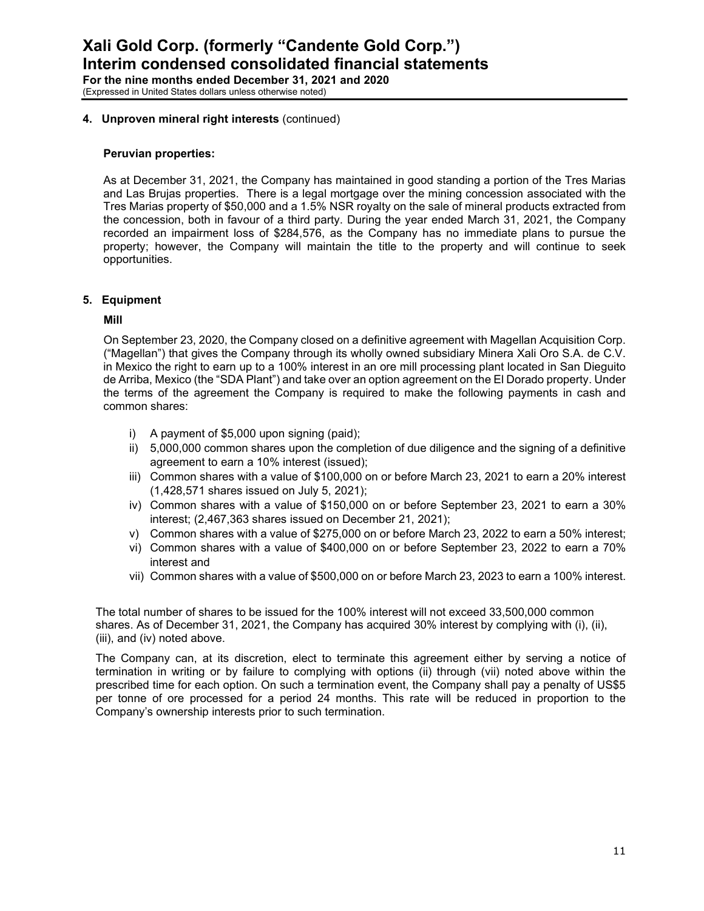## 4. Unproven mineral right interests (continued)

### Peruvian properties:

As at December 31, 2021, the Company has maintained in good standing a portion of the Tres Marias and Las Brujas properties. There is a legal mortgage over the mining concession associated with the Tres Marias property of $50,000 and a 1.5% NSR royalty on the sale of mineral products extracted from the concession, both in favour of a third party. During the year ended March 31, 2021, the Company recorded an impairment loss of $284,576, as the Company has no immediate plans to pursue the property; however, the Company will maintain the title to the property and will continue to seek opportunities.

## 5. Equipment

### Mill

On September 23, 2020, the Company closed on a definitive agreement with Magellan Acquisition Corp. ("Magellan") that gives the Company through its wholly owned subsidiary Minera Xali Oro S.A. de C.V. in Mexico the right to earn up to a 100% interest in an ore mill processing plant located in San Dieguito de Arriba, Mexico (the "SDA Plant") and take over an option agreement on the El Dorado property. Under the terms of the agreement the Company is required to make the following payments in cash and common shares:

i) A payment of $5,000 upon signing (paid);
ii) 5,000,000 common shares upon the completion of due diligence and the signing of a definitive agreement to earn a 10% interest (issued);
iii) Common shares with a value of $100,000 on or before March 23, 2021 to earn a 20% interest (1,428,571 shares issued on July 5, 2021);
iv) Common shares with a value of $150,000 on or before September 23, 2021 to earn a 30% interest; (2,467,363 shares issued on December 21, 2021);
v) Common shares with a value of $275,000 on or before March 23, 2022 to earn a 50% interest;
vi) Common shares with a value of $400,000 on or before September 23, 2022 to earn a 70% interest and
vii) Common shares with a value of $500,000 on or before March 23, 2023 to earn a 100% interest.

The total number of shares to be issued for the 100% interest will not exceed 33,500,000 common shares. As of December 31, 2021, the Company has acquired 30% interest by complying with (i), (ii), (iii), and (iv) noted above.

The Company can, at its discretion, elect to terminate this agreement either by serving a notice of termination in writing or by failure to complying with options (ii) through (vii) noted above within the prescribed time for each option. On such a termination event, the Company shall pay a penalty of US$5 per tonne of ore processed for a period 24 months. This rate will be reduced in proportion to the Company's ownership interests prior to such termination.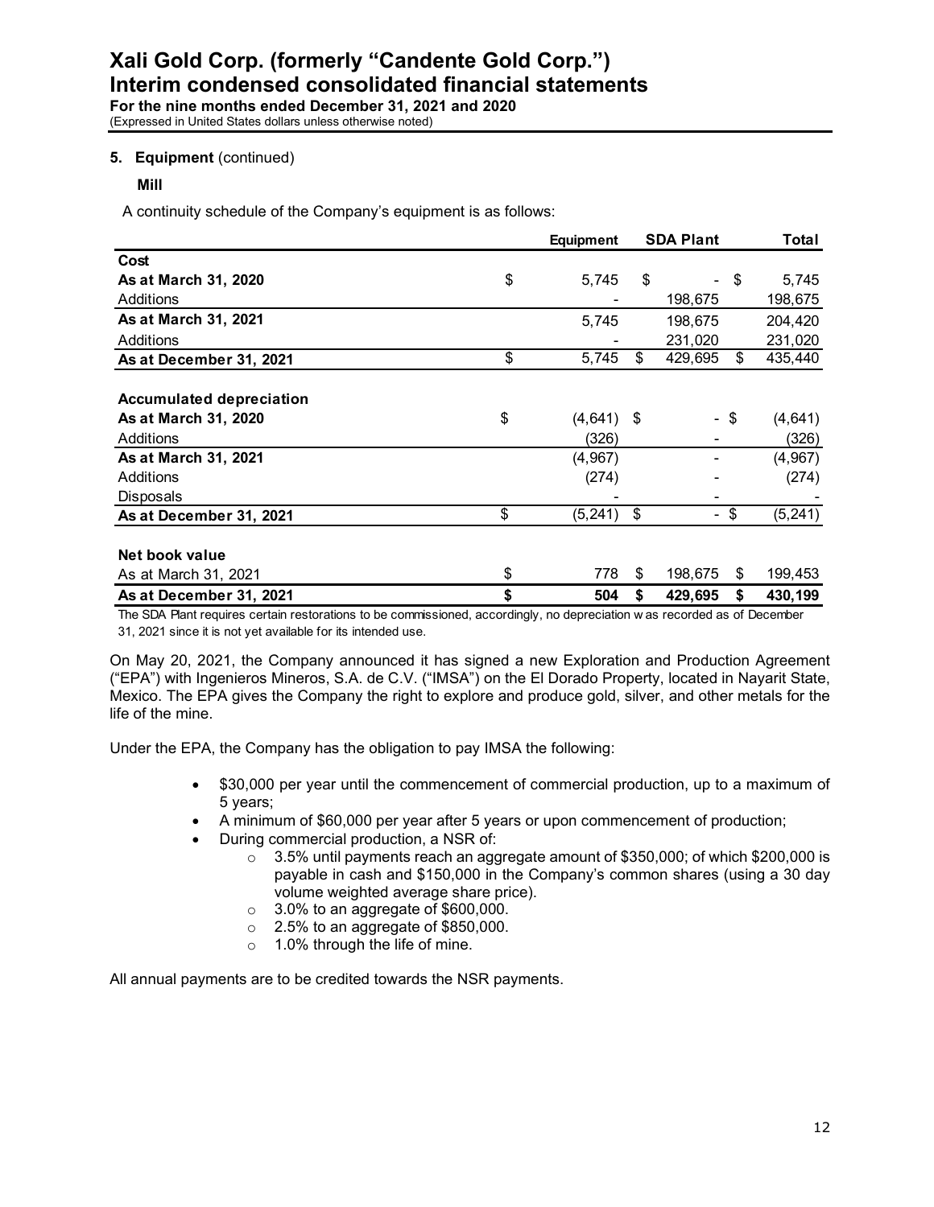**5. Equipment** (continued)

**Mill**

A continuity schedule of the Company's equipment is as follows:

| | Equipment | SDA Plant | Total |
|---|---|---|---|
| **Cost** | | | |
| **As at March 31, 2020** | $ 5,745 | $ - | $ 5,745 |
| Additions | - | 198,675 | 198,675 |
| **As at March 31, 2021** | 5,745 | 198,675 | 204,420 |
| Additions | - | 231,020 | 231,020 |
| **As at December 31, 2021** | $ 5,745 | $ 429,695 | $ 435,440 |
| | | | |
| **Accumulated depreciation** | | | |
| **As at March 31, 2020** | $ (4,641) | $ - | $ (4,641) |
| Additions | (326) | - | (326) |
| **As at March 31, 2021** | (4,967) | - | (4,967) |
| Additions | (274) | - | (274) |
| Disposals | - | - | - |
| **As at December 31, 2021** | $ (5,241) | $ - | $ (5,241) |
| | | | |
| **Net book value** | | | |
| As at March 31, 2021 | $ 778 | $ 198,675 | $ 199,453 |
| **As at December 31, 2021** | **$ 504** | **$ 429,695** | **$ 430,199** |

The SDA Plant requires certain restorations to be commissioned, accordingly, no depreciation was recorded as of December 31, 2021 since it is not yet available for its intended use.

On May 20, 2021, the Company announced it has signed a new Exploration and Production Agreement ("EPA") with Ingenieros Mineros, S.A. de C.V. ("IMSA") on the El Dorado Property, located in Nayarit State, Mexico. The EPA gives the Company the right to explore and produce gold, silver, and other metals for the life of the mine.

Under the EPA, the Company has the obligation to pay IMSA the following:

- $30,000 per year until the commencement of commercial production, up to a maximum of 5 years;
- A minimum of $60,000 per year after 5 years or upon commencement of production;
- During commercial production, a NSR of:
  - 3.5% until payments reach an aggregate amount of $350,000; of which $200,000 is payable in cash and $150,000 in the Company's common shares (using a 30 day volume weighted average share price).
  - 3.0% to an aggregate of $600,000.
  - 2.5% to an aggregate of $850,000.
  - 1.0% through the life of mine.

All annual payments are to be credited towards the NSR payments.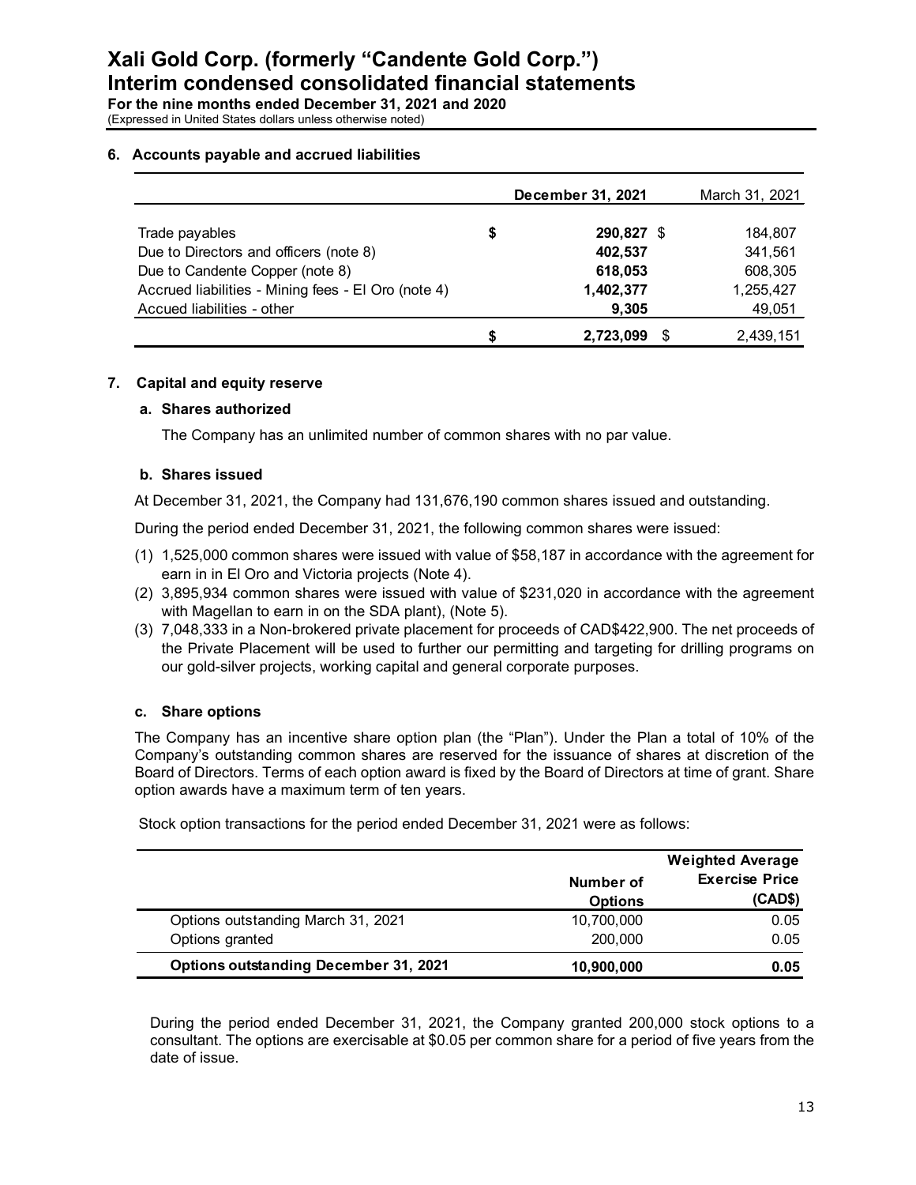## 6. Accounts payable and accrued liabilities

| | December 31, 2021 | March 31, 2021 |
|---|---|---|
| Trade payables | $ 290,827 | $ 184,807 |
| Due to Directors and officers (note 8) | 402,537 | 341,561 |
| Due to Candente Copper (note 8) | 618,053 | 608,305 |
| Accrued liabilities - Mining fees - El Oro (note 4) | 1,402,377 | 1,255,427 |
| Accued liabilities - other | 9,305 | 49,051 |
| | $ 2,723,099 | $ 2,439,151 |

## 7. Capital and equity reserve

### a. Shares authorized

The Company has an unlimited number of common shares with no par value.

### b. Shares issued

At December 31, 2021, the Company had 131,676,190 common shares issued and outstanding.

During the period ended December 31, 2021, the following common shares were issued:

(1) 1,525,000 common shares were issued with value of $58,187 in accordance with the agreement for earn in in El Oro and Victoria projects (Note 4).

(2) 3,895,934 common shares were issued with value of $231,020 in accordance with the agreement with Magellan to earn in on the SDA plant), (Note 5).

(3) 7,048,333 in a Non-brokered private placement for proceeds of CAD$422,900. The net proceeds of the Private Placement will be used to further our permitting and targeting for drilling programs on our gold-silver projects, working capital and general corporate purposes.

### c. Share options

The Company has an incentive share option plan (the "Plan"). Under the Plan a total of 10% of the Company's outstanding common shares are reserved for the issuance of shares at discretion of the Board of Directors. Terms of each option award is fixed by the Board of Directors at time of grant. Share option awards have a maximum term of ten years.

Stock option transactions for the period ended December 31, 2021 were as follows:

| | Number of Options | Weighted Average Exercise Price (CAD$) |
|---|---|---|
| Options outstanding March 31, 2021 | 10,700,000 | 0.05 |
| Options granted | 200,000 | 0.05 |
| **Options outstanding December 31, 2021** | **10,900,000** | **0.05** |

During the period ended December 31, 2021, the Company granted 200,000 stock options to a consultant. The options are exercisable at $0.05 per common share for a period of five years from the date of issue.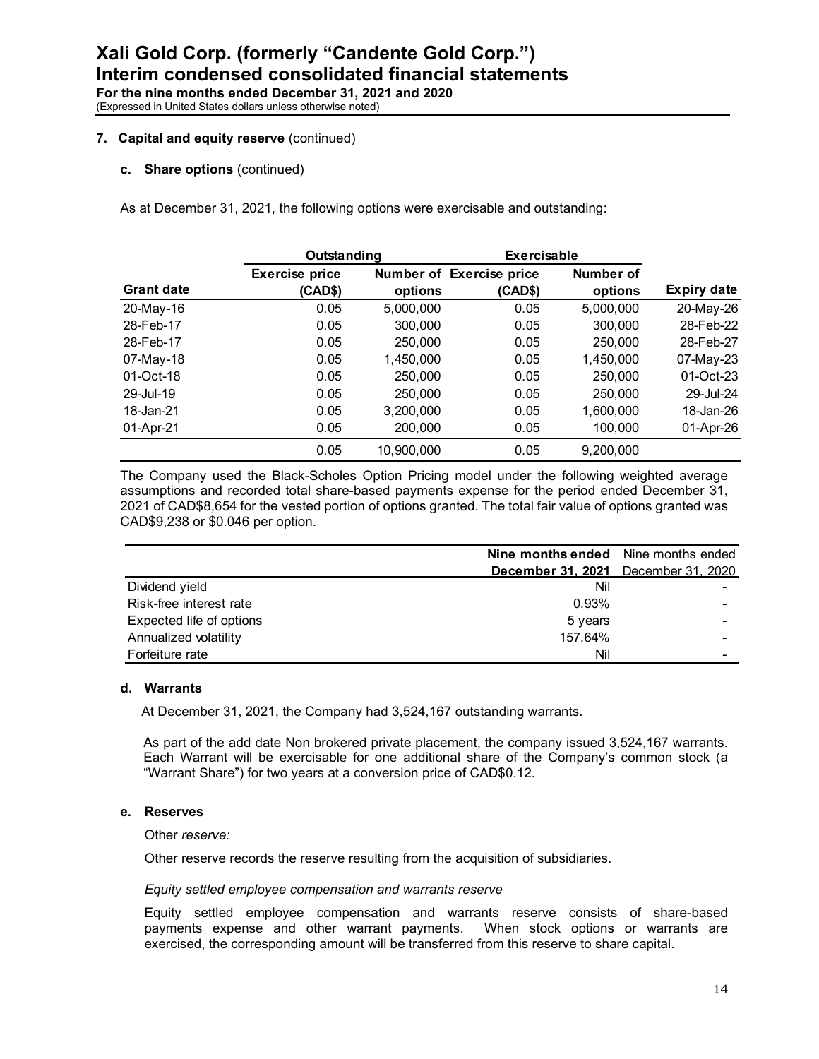## 7. Capital and equity reserve (continued)

### c. Share options (continued)

As at December 31, 2021, the following options were exercisable and outstanding:

| | Outstanding | | Exercisable | | |
|---|---|---|---|---|---|
| Grant date | Exercise price (CAD$) | Number of options | Exercise price (CAD$) | Number of options | Expiry date |
| 20-May-16 | 0.05 | 5,000,000 | 0.05 | 5,000,000 | 20-May-26 |
| 28-Feb-17 | 0.05 | 300,000 | 0.05 | 300,000 | 28-Feb-22 |
| 28-Feb-17 | 0.05 | 250,000 | 0.05 | 250,000 | 28-Feb-27 |
| 07-May-18 | 0.05 | 1,450,000 | 0.05 | 1,450,000 | 07-May-23 |
| 01-Oct-18 | 0.05 | 250,000 | 0.05 | 250,000 | 01-Oct-23 |
| 29-Jul-19 | 0.05 | 250,000 | 0.05 | 250,000 | 29-Jul-24 |
| 18-Jan-21 | 0.05 | 3,200,000 | 0.05 | 1,600,000 | 18-Jan-26 |
| 01-Apr-21 | 0.05 | 200,000 | 0.05 | 100,000 | 01-Apr-26 |
| | 0.05 | 10,900,000 | 0.05 | 9,200,000 | |

The Company used the Black-Scholes Option Pricing model under the following weighted average assumptions and recorded total share-based payments expense for the period ended December 31, 2021 of CAD$8,654 for the vested portion of options granted. The total fair value of options granted was CAD$9,238 or $0.046 per option.

| | **Nine months ended December 31, 2021** | Nine months ended December 31, 2020 |
|---|---|---|
| Dividend yield | Nil | - |
| Risk-free interest rate | 0.93% | - |
| Expected life of options | 5 years | - |
| Annualized volatility | 157.64% | - |
| Forfeiture rate | Nil | - |

### d. Warrants

At December 31, 2021, the Company had 3,524,167 outstanding warrants.

As part of the add date Non brokered private placement, the company issued 3,524,167 warrants. Each Warrant will be exercisable for one additional share of the Company's common stock (a "Warrant Share") for two years at a conversion price of CAD$0.12.

### e. Reserves

Other *reserve:*

Other reserve records the reserve resulting from the acquisition of subsidiaries.

*Equity settled employee compensation and warrants reserve*

Equity settled employee compensation and warrants reserve consists of share-based payments expense and other warrant payments. When stock options or warrants are exercised, the corresponding amount will be transferred from this reserve to share capital.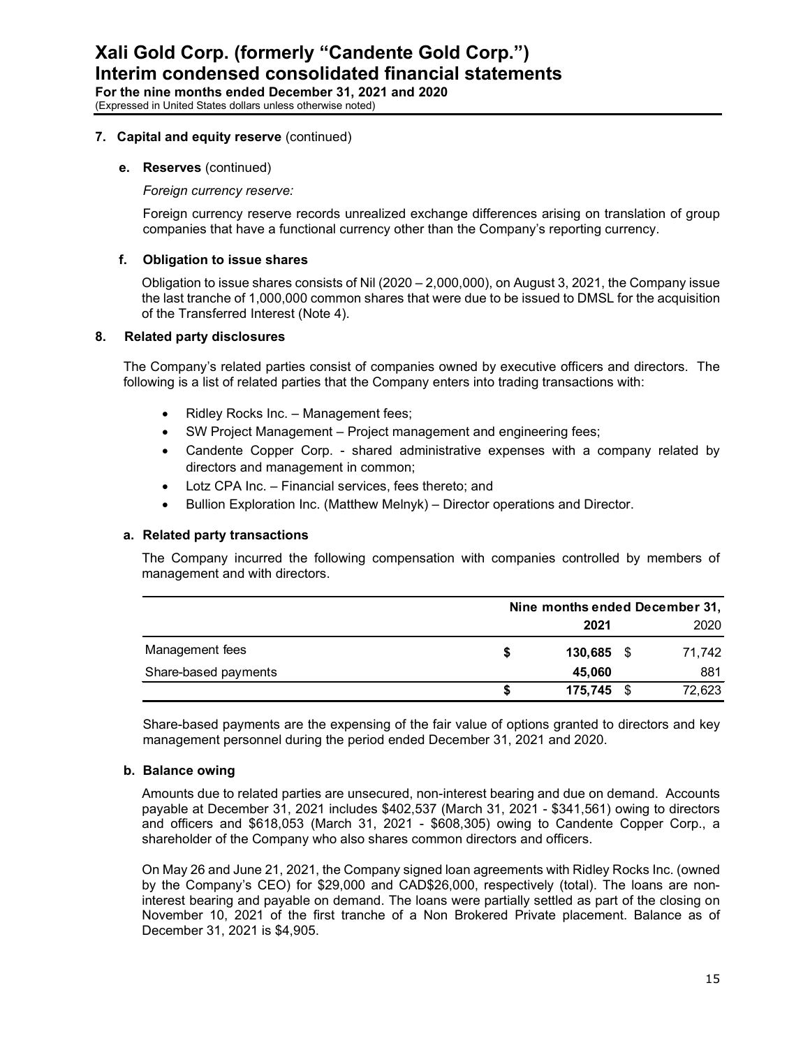## 7. Capital and equity reserve (continued)

### e. Reserves (continued)

*Foreign currency reserve:*

Foreign currency reserve records unrealized exchange differences arising on translation of group companies that have a functional currency other than the Company's reporting currency.

### f. Obligation to issue shares

Obligation to issue shares consists of Nil (2020 – 2,000,000), on August 3, 2021, the Company issue the last tranche of 1,000,000 common shares that were due to be issued to DMSL for the acquisition of the Transferred Interest (Note 4).

## 8. Related party disclosures

The Company's related parties consist of companies owned by executive officers and directors. The following is a list of related parties that the Company enters into trading transactions with:

- Ridley Rocks Inc. – Management fees;
- SW Project Management – Project management and engineering fees;
- Candente Copper Corp. - shared administrative expenses with a company related by directors and management in common;
- Lotz CPA Inc. – Financial services, fees thereto; and
- Bullion Exploration Inc. (Matthew Melnyk) – Director operations and Director.

### a. Related party transactions

The Company incurred the following compensation with companies controlled by members of management and with directors.

| | Nine months ended December 31, | |
|---|---|---|
| | **2021** | 2020 |
| Management fees | **$ 130,685** | $ 71,742 |
| Share-based payments | **45,060** | 881 |
| | **$ 175,745** | $ 72,623 |

Share-based payments are the expensing of the fair value of options granted to directors and key management personnel during the period ended December 31, 2021 and 2020.

### b. Balance owing

Amounts due to related parties are unsecured, non-interest bearing and due on demand. Accounts payable at December 31, 2021 includes $402,537 (March 31, 2021 - $341,561) owing to directors and officers and $618,053 (March 31, 2021 - $608,305) owing to Candente Copper Corp., a shareholder of the Company who also shares common directors and officers.

On May 26 and June 21, 2021, the Company signed loan agreements with Ridley Rocks Inc. (owned by the Company's CEO) for $29,000 and CAD$26,000, respectively (total). The loans are non-interest bearing and payable on demand. The loans were partially settled as part of the closing on November 10, 2021 of the first tranche of a Non Brokered Private placement. Balance as of December 31, 2021 is $4,905.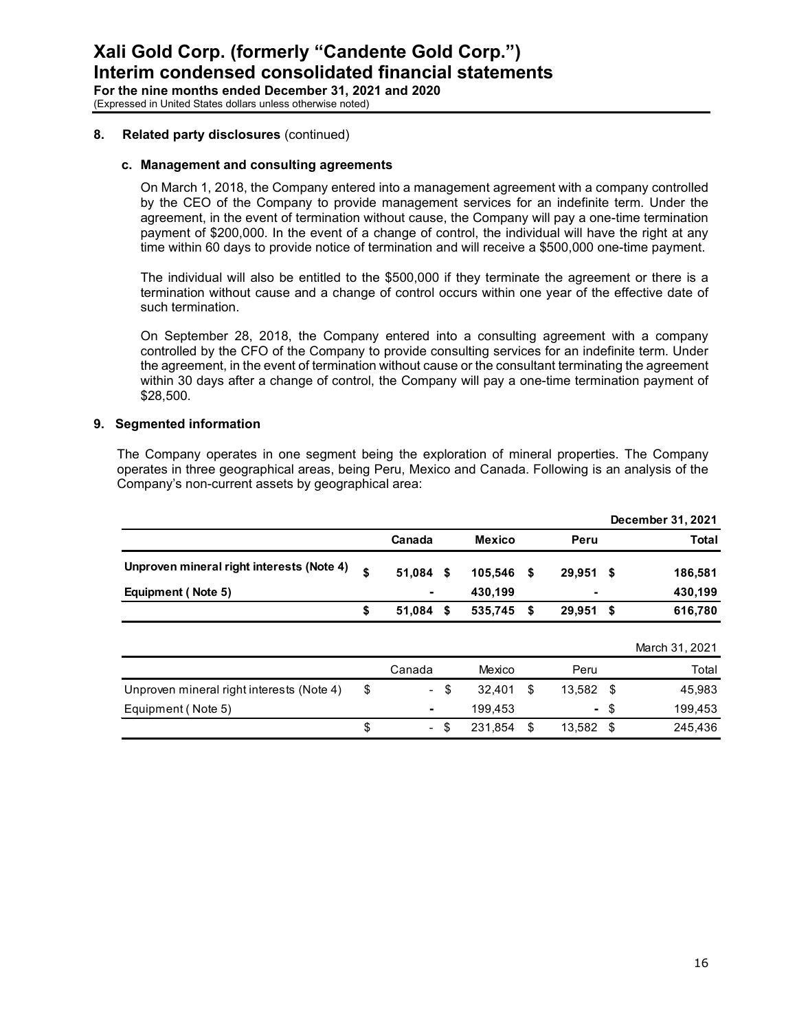## 8. Related party disclosures (continued)

### c. Management and consulting agreements

On March 1, 2018, the Company entered into a management agreement with a company controlled by the CEO of the Company to provide management services for an indefinite term. Under the agreement, in the event of termination without cause, the Company will pay a one-time termination payment of $200,000. In the event of a change of control, the individual will have the right at any time within 60 days to provide notice of termination and will receive a $500,000 one-time payment.

The individual will also be entitled to the $500,000 if they terminate the agreement or there is a termination without cause and a change of control occurs within one year of the effective date of such termination.

On September 28, 2018, the Company entered into a consulting agreement with a company controlled by the CFO of the Company to provide consulting services for an indefinite term. Under the agreement, in the event of termination without cause or the consultant terminating the agreement within 30 days after a change of control, the Company will pay a one-time termination payment of $28,500.

## 9. Segmented information

The Company operates in one segment being the exploration of mineral properties. The Company operates in three geographical areas, being Peru, Mexico and Canada. Following is an analysis of the Company's non-current assets by geographical area:

| | | | | **December 31, 2021** |
|---|---|---|---|---|
| | **Canada** | **Mexico** | **Peru** | **Total** |
| **Unproven mineral right interests (Note 4)** | **$ 51,084** | **$ 105,546** | **$ 29,951** | **$ 186,581** |
| **Equipment ( Note 5)** | **-** | **430,199** | **-** | **430,199** |
| | **$ 51,084** | **$ 535,745** | **$ 29,951** | **$ 616,780** |

| | | | | March 31, 2021 |
|---|---|---|---|---|
| | Canada | Mexico | Peru | Total |
| Unproven mineral right interests (Note 4) | $ - | $ 32,401 | $ 13,582 | $ 45,983 |
| Equipment ( Note 5) | - | 199,453 | - | $ 199,453 |
| | $ - | $ 231,854 | $ 13,582 | $ 245,436 |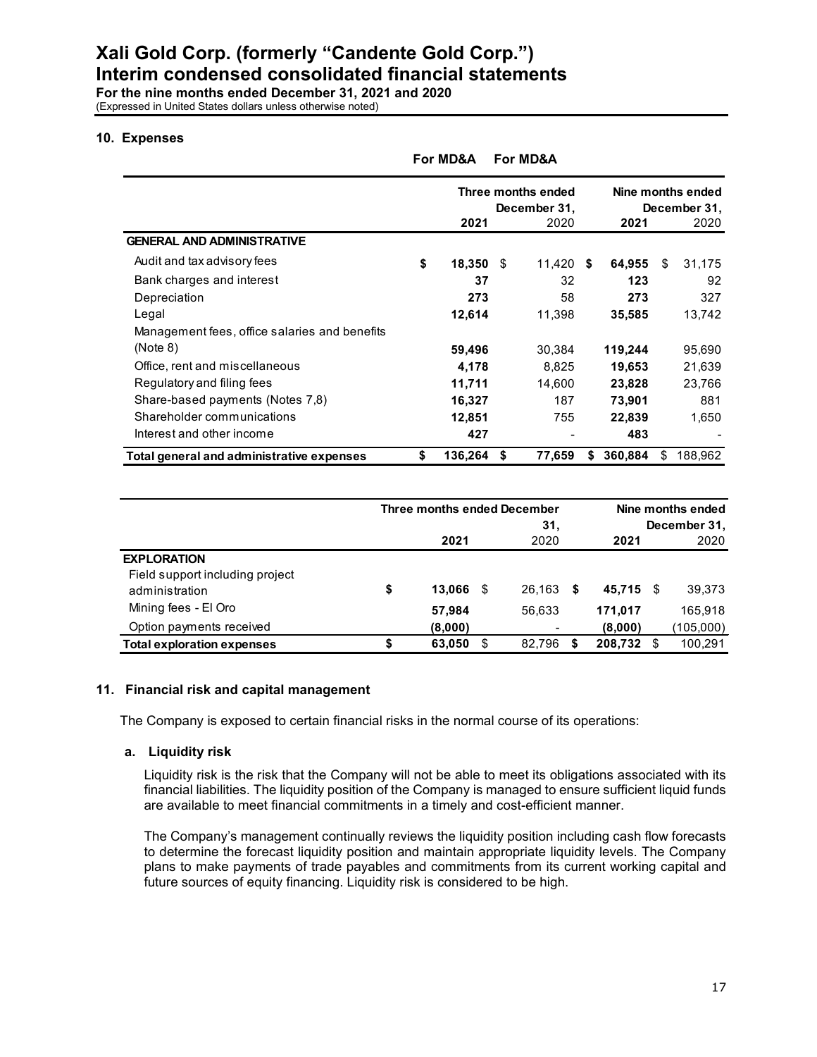# Xali Gold Corp. (formerly "Candente Gold Corp.")
# Interim condensed consolidated financial statements

**For the nine months ended December 31, 2021 and 2020**
(Expressed in United States dollars unless otherwise noted)

## 10. Expenses

| | For MD&A | For MD&A | | |
|---|---|---|---|---|
| | Three months ended December 31, | | Nine months ended December 31, | |
| | **2021** | 2020 | **2021** | 2020 |
| **GENERAL AND ADMINISTRATIVE** | | | | |
| Audit and tax advisory fees | **$ 18,350** | $ 11,420 | **$ 64,955** | $ 31,175 |
| Bank charges and interest | **37** | 32 | **123** | 92 |
| Depreciation | **273** | 58 | **273** | 327 |
| Legal | **12,614** | 11,398 | **35,585** | 13,742 |
| Management fees, office salaries and benefits (Note 8) | **59,496** | 30,384 | **119,244** | 95,690 |
| Office, rent and miscellaneous | **4,178** | 8,825 | **19,653** | 21,639 |
| Regulatory and filing fees | **11,711** | 14,600 | **23,828** | 23,766 |
| Share-based payments (Notes 7,8) | **16,327** | 187 | **73,901** | 881 |
| Shareholder communications | **12,851** | 755 | **22,839** | 1,650 |
| Interest and other income | **427** | - | **483** | - |
| **Total general and administrative expenses** | **$ 136,264** | **$ 77,659** | **$ 360,884** | $ 188,962 |

| | Three months ended December 31, | | Nine months ended December 31, | |
|---|---|---|---|---|
| | **2021** | 2020 | **2021** | 2020 |
| **EXPLORATION** | | | | |
| Field support including project administration | **$ 13,066** | $ 26,163 | **$ 45,715** | $ 39,373 |
| Mining fees - El Oro | **57,984** | 56,633 | **171,017** | 165,918 |
| Option payments received | **(8,000)** | - | **(8,000)** | (105,000) |
| **Total exploration expenses** | **$ 63,050** | $ 82,796 | **$ 208,732** | $ 100,291 |

## 11. Financial risk and capital management

The Company is exposed to certain financial risks in the normal course of its operations:

### a. Liquidity risk

Liquidity risk is the risk that the Company will not be able to meet its obligations associated with its financial liabilities. The liquidity position of the Company is managed to ensure sufficient liquid funds are available to meet financial commitments in a timely and cost-efficient manner.

The Company's management continually reviews the liquidity position including cash flow forecasts to determine the forecast liquidity position and maintain appropriate liquidity levels. The Company plans to make payments of trade payables and commitments from its current working capital and future sources of equity financing. Liquidity risk is considered to be high.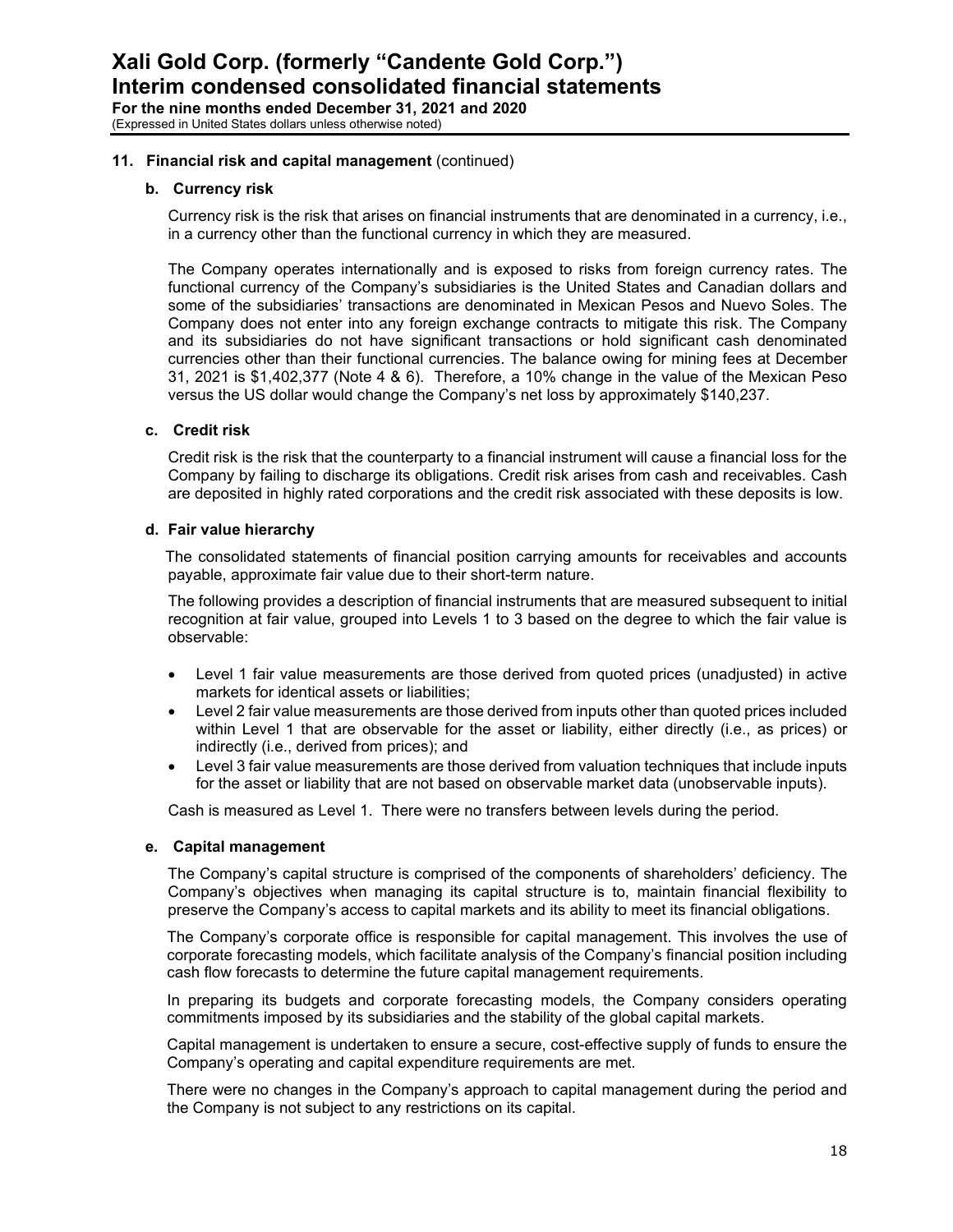## 11. Financial risk and capital management (continued)

### b. Currency risk

Currency risk is the risk that arises on financial instruments that are denominated in a currency, i.e., in a currency other than the functional currency in which they are measured.

The Company operates internationally and is exposed to risks from foreign currency rates. The functional currency of the Company's subsidiaries is the United States and Canadian dollars and some of the subsidiaries' transactions are denominated in Mexican Pesos and Nuevo Soles. The Company does not enter into any foreign exchange contracts to mitigate this risk. The Company and its subsidiaries do not have significant transactions or hold significant cash denominated currencies other than their functional currencies. The balance owing for mining fees at December 31, 2021 is $1,402,377 (Note 4 & 6). Therefore, a 10% change in the value of the Mexican Peso versus the US dollar would change the Company's net loss by approximately $140,237.

### c. Credit risk

Credit risk is the risk that the counterparty to a financial instrument will cause a financial loss for the Company by failing to discharge its obligations. Credit risk arises from cash and receivables. Cash are deposited in highly rated corporations and the credit risk associated with these deposits is low.

### d. Fair value hierarchy

The consolidated statements of financial position carrying amounts for receivables and accounts payable, approximate fair value due to their short-term nature.

The following provides a description of financial instruments that are measured subsequent to initial recognition at fair value, grouped into Levels 1 to 3 based on the degree to which the fair value is observable:

- Level 1 fair value measurements are those derived from quoted prices (unadjusted) in active markets for identical assets or liabilities;
- Level 2 fair value measurements are those derived from inputs other than quoted prices included within Level 1 that are observable for the asset or liability, either directly (i.e., as prices) or indirectly (i.e., derived from prices); and
- Level 3 fair value measurements are those derived from valuation techniques that include inputs for the asset or liability that are not based on observable market data (unobservable inputs).

Cash is measured as Level 1. There were no transfers between levels during the period.

### e. Capital management

The Company's capital structure is comprised of the components of shareholders' deficiency. The Company's objectives when managing its capital structure is to, maintain financial flexibility to preserve the Company's access to capital markets and its ability to meet its financial obligations.

The Company's corporate office is responsible for capital management. This involves the use of corporate forecasting models, which facilitate analysis of the Company's financial position including cash flow forecasts to determine the future capital management requirements.

In preparing its budgets and corporate forecasting models, the Company considers operating commitments imposed by its subsidiaries and the stability of the global capital markets.

Capital management is undertaken to ensure a secure, cost-effective supply of funds to ensure the Company's operating and capital expenditure requirements are met.

There were no changes in the Company's approach to capital management during the period and the Company is not subject to any restrictions on its capital.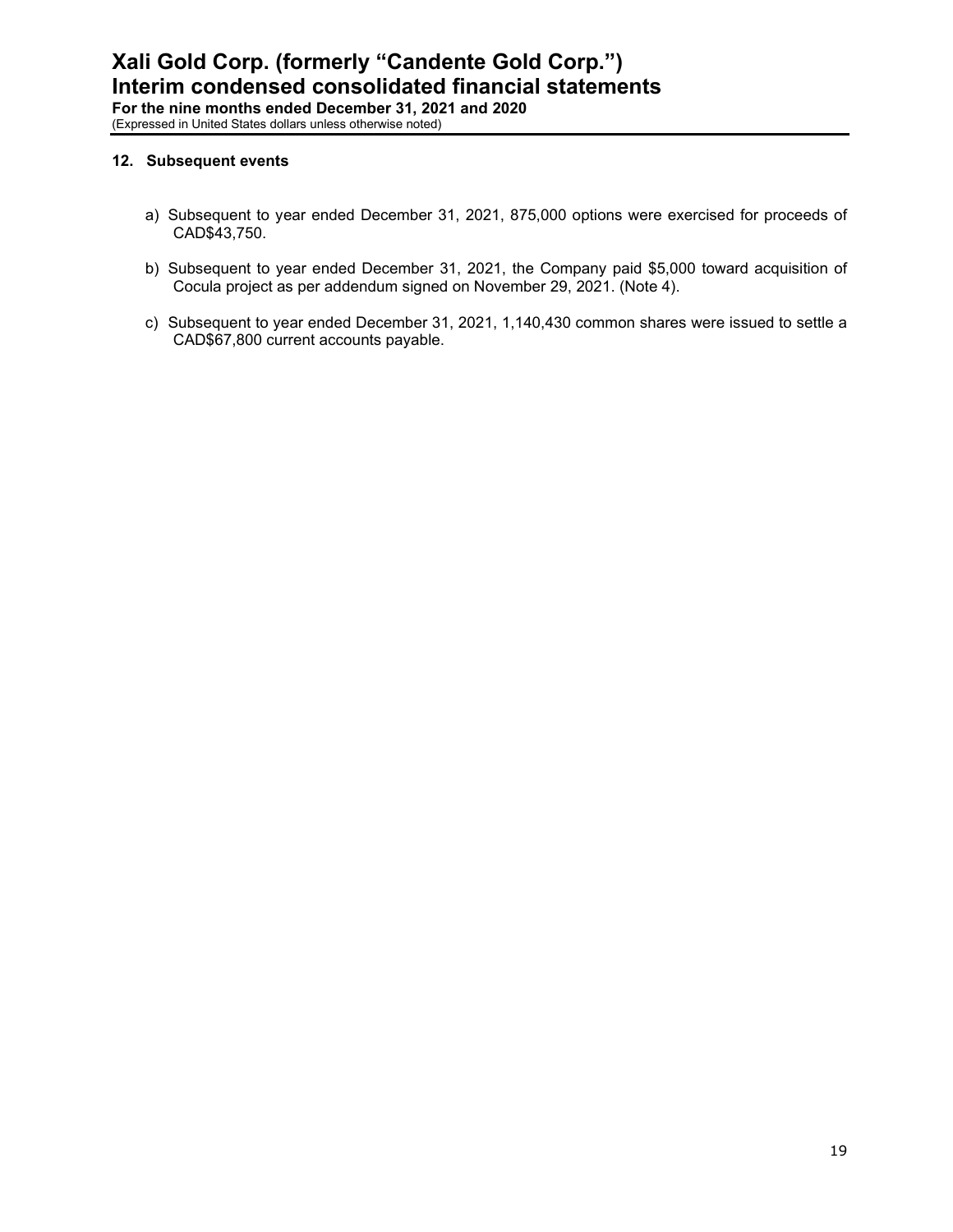## 12. Subsequent events

a) Subsequent to year ended December 31, 2021, 875,000 options were exercised for proceeds of CAD$43,750.

b) Subsequent to year ended December 31, 2021, the Company paid $5,000 toward acquisition of Cocula project as per addendum signed on November 29, 2021. (Note 4).

c) Subsequent to year ended December 31, 2021, 1,140,430 common shares were issued to settle a CAD$67,800 current accounts payable.